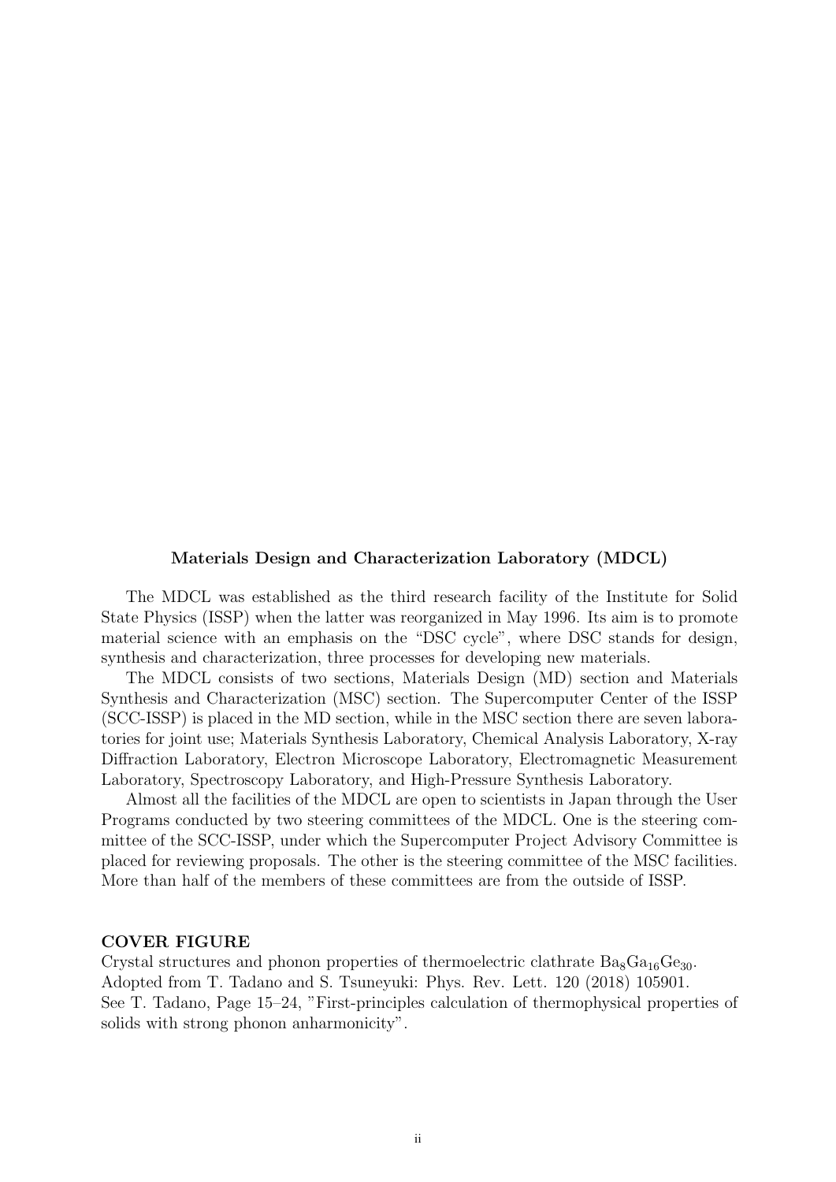## Materials Design and Characterization Laboratory (MDCL)

The MDCL was established as the third research facility of the Institute for Solid State Physics (ISSP) when the latter was reorganized in May 1996. Its aim is to promote material science with an emphasis on the "DSC cycle", where DSC stands for design, synthesis and characterization, three processes for developing new materials.

The MDCL consists of two sections, Materials Design (MD) section and Materials Synthesis and Characterization (MSC) section. The Supercomputer Center of the ISSP (SCC-ISSP) is placed in the MD section, while in the MSC section there are seven laboratories for joint use; Materials Synthesis Laboratory, Chemical Analysis Laboratory, X-ray Diffraction Laboratory, Electron Microscope Laboratory, Electromagnetic Measurement Laboratory, Spectroscopy Laboratory, and High-Pressure Synthesis Laboratory.

Almost all the facilities of the MDCL are open to scientists in Japan through the User Programs conducted by two steering committees of the MDCL. One is the steering committee of the SCC-ISSP, under which the Supercomputer Project Advisory Committee is placed for reviewing proposals. The other is the steering committee of the MSC facilities. More than half of the members of these committees are from the outside of ISSP.

### COVER FIGURE

Crystal structures and phonon properties of thermoelectric clathrate $Ba_8Ga_{16}Ge_{30}$.
Adopted from T. Tadano and S. Tsuneyuki: Phys. Rev. Lett. 120 (2018) 105901.
See T. Tadano, Page 15–24, "First-principles calculation of thermophysical properties of solids with strong phonon anharmonicity".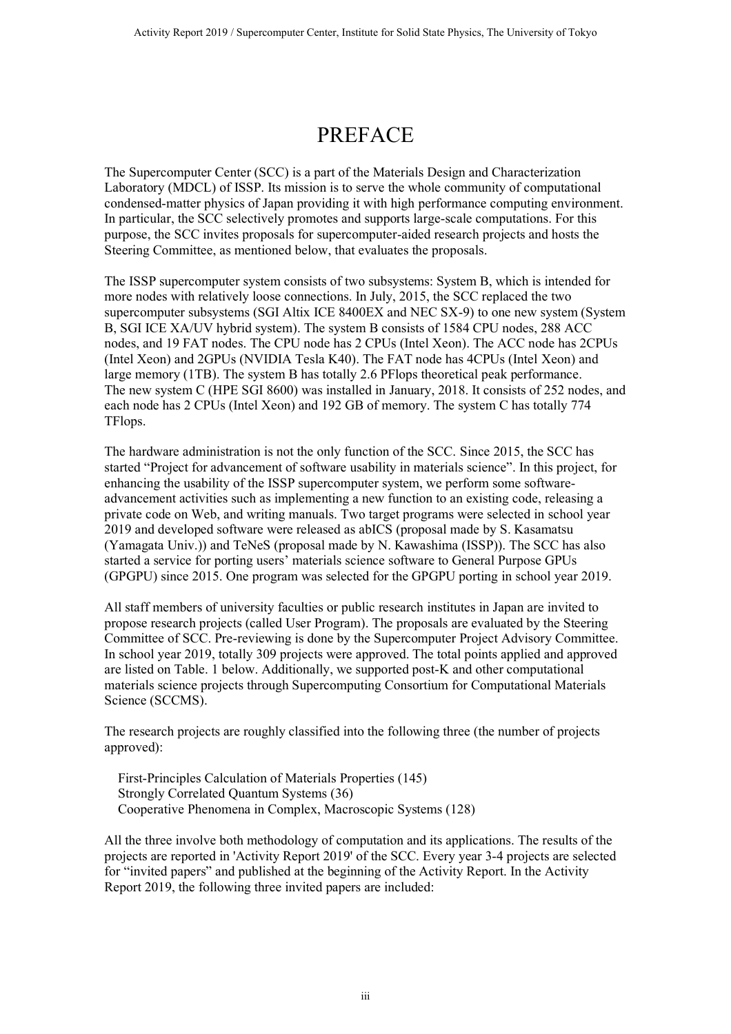# PREFACE

The Supercomputer Center (SCC) is a part of the Materials Design and Characterization Laboratory (MDCL) of ISSP. Its mission is to serve the whole community of computational condensed-matter physics of Japan providing it with high performance computing environment. In particular, the SCC selectively promotes and supports large-scale computations. For this purpose, the SCC invites proposals for supercomputer-aided research projects and hosts the Steering Committee, as mentioned below, that evaluates the proposals.

The ISSP supercomputer system consists of two subsystems: System B, which is intended for more nodes with relatively loose connections. In July, 2015, the SCC replaced the two supercomputer subsystems (SGI Altix ICE 8400EX and NEC SX-9) to one new system (System B, SGI ICE XA/UV hybrid system). The system B consists of 1584 CPU nodes, 288 ACC nodes, and 19 FAT nodes. The CPU node has 2 CPUs (Intel Xeon). The ACC node has 2CPUs (Intel Xeon) and 2GPUs (NVIDIA Tesla K40). The FAT node has 4CPUs (Intel Xeon) and large memory (1TB). The system B has totally 2.6 PFlops theoretical peak performance. The new system C (HPE SGI 8600) was installed in January, 2018. It consists of 252 nodes, and each node has 2 CPUs (Intel Xeon) and 192 GB of memory. The system C has totally 774 TFlops.

The hardware administration is not the only function of the SCC. Since 2015, the SCC has started "Project for advancement of software usability in materials science". In this project, for enhancing the usability of the ISSP supercomputer system, we perform some software-advancement activities such as implementing a new function to an existing code, releasing a private code on Web, and writing manuals. Two target programs were selected in school year 2019 and developed software were released as abICS (proposal made by S. Kasamatsu (Yamagata Univ.)) and TeNeS (proposal made by N. Kawashima (ISSP)). The SCC has also started a service for porting users' materials science software to General Purpose GPUs (GPGPU) since 2015. One program was selected for the GPGPU porting in school year 2019.

All staff members of university faculties or public research institutes in Japan are invited to propose research projects (called User Program). The proposals are evaluated by the Steering Committee of SCC. Pre-reviewing is done by the Supercomputer Project Advisory Committee. In school year 2019, totally 309 projects were approved. The total points applied and approved are listed on Table. 1 below. Additionally, we supported post-K and other computational materials science projects through Supercomputing Consortium for Computational Materials Science (SCCMS).

The research projects are roughly classified into the following three (the number of projects approved):

First-Principles Calculation of Materials Properties (145)  
Strongly Correlated Quantum Systems (36)  
Cooperative Phenomena in Complex, Macroscopic Systems (128)

All the three involve both methodology of computation and its applications. The results of the projects are reported in 'Activity Report 2019' of the SCC. Every year 3-4 projects are selected for "invited papers" and published at the beginning of the Activity Report. In the Activity Report 2019, the following three invited papers are included: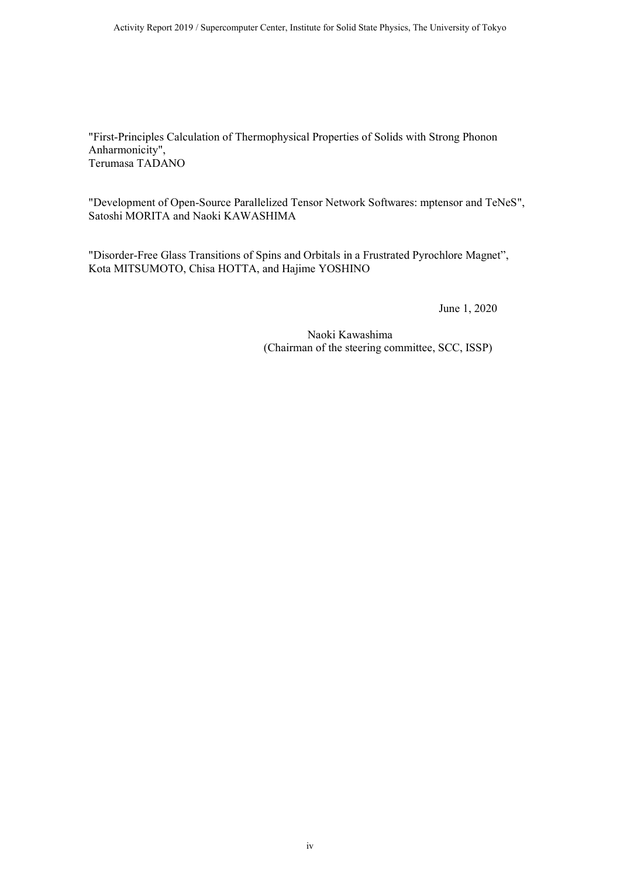"First-Principles Calculation of Thermophysical Properties of Solids with Strong Phonon Anharmonicity",
Terumasa TADANO

"Development of Open-Source Parallelized Tensor Network Softwares: mptensor and TeNeS",
Satoshi MORITA and Naoki KAWASHIMA

"Disorder-Free Glass Transitions of Spins and Orbitals in a Frustrated Pyrochlore Magnet",
Kota MITSUMOTO, Chisa HOTTA, and Hajime YOSHINO

June 1, 2020

Naoki Kawashima
(Chairman of the steering committee, SCC, ISSP)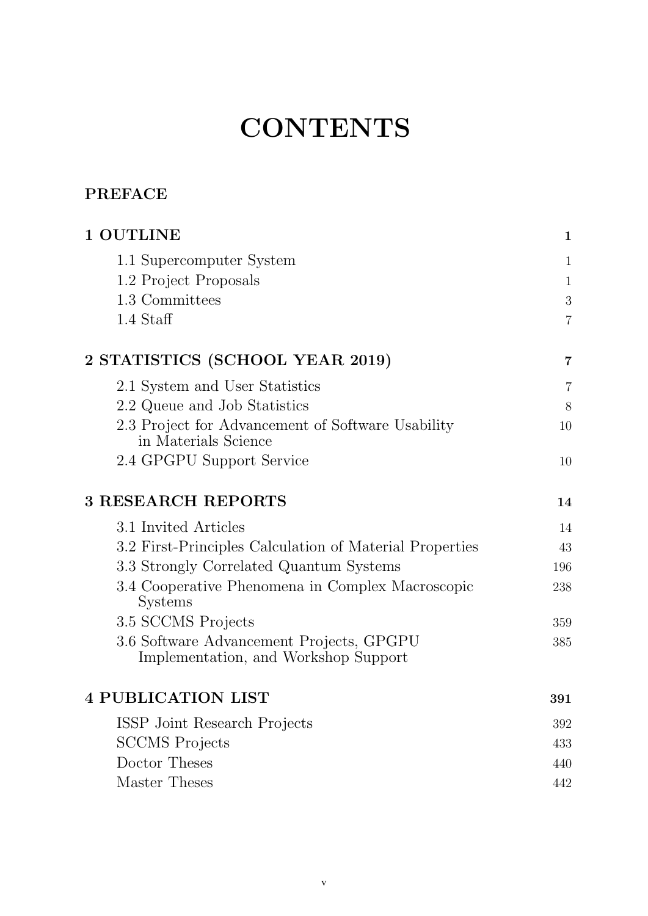# CONTENTS

## PREFACE

| | |
|---|---|
| **1 OUTLINE** | **1** |
| 1.1 Supercomputer System | 1 |
| 1.2 Project Proposals | 1 |
| 1.3 Committees | 3 |
| 1.4 Staff | 7 |
| **2 STATISTICS (SCHOOL YEAR 2019)** | **7** |
| 2.1 System and User Statistics | 7 |
| 2.2 Queue and Job Statistics | 8 |
| 2.3 Project for Advancement of Software Usability in Materials Science | 10 |
| 2.4 GPGPU Support Service | 10 |
| **3 RESEARCH REPORTS** | **14** |
| 3.1 Invited Articles | 14 |
| 3.2 First-Principles Calculation of Material Properties | 43 |
| 3.3 Strongly Correlated Quantum Systems | 196 |
| 3.4 Cooperative Phenomena in Complex Macroscopic Systems | 238 |
| 3.5 SCCMS Projects | 359 |
| 3.6 Software Advancement Projects, GPGPU Implementation, and Workshop Support | 385 |
| **4 PUBLICATION LIST** | **391** |
| ISSP Joint Research Projects | 392 |
| SCCMS Projects | 433 |
| Doctor Theses | 440 |
| Master Theses | 442 |